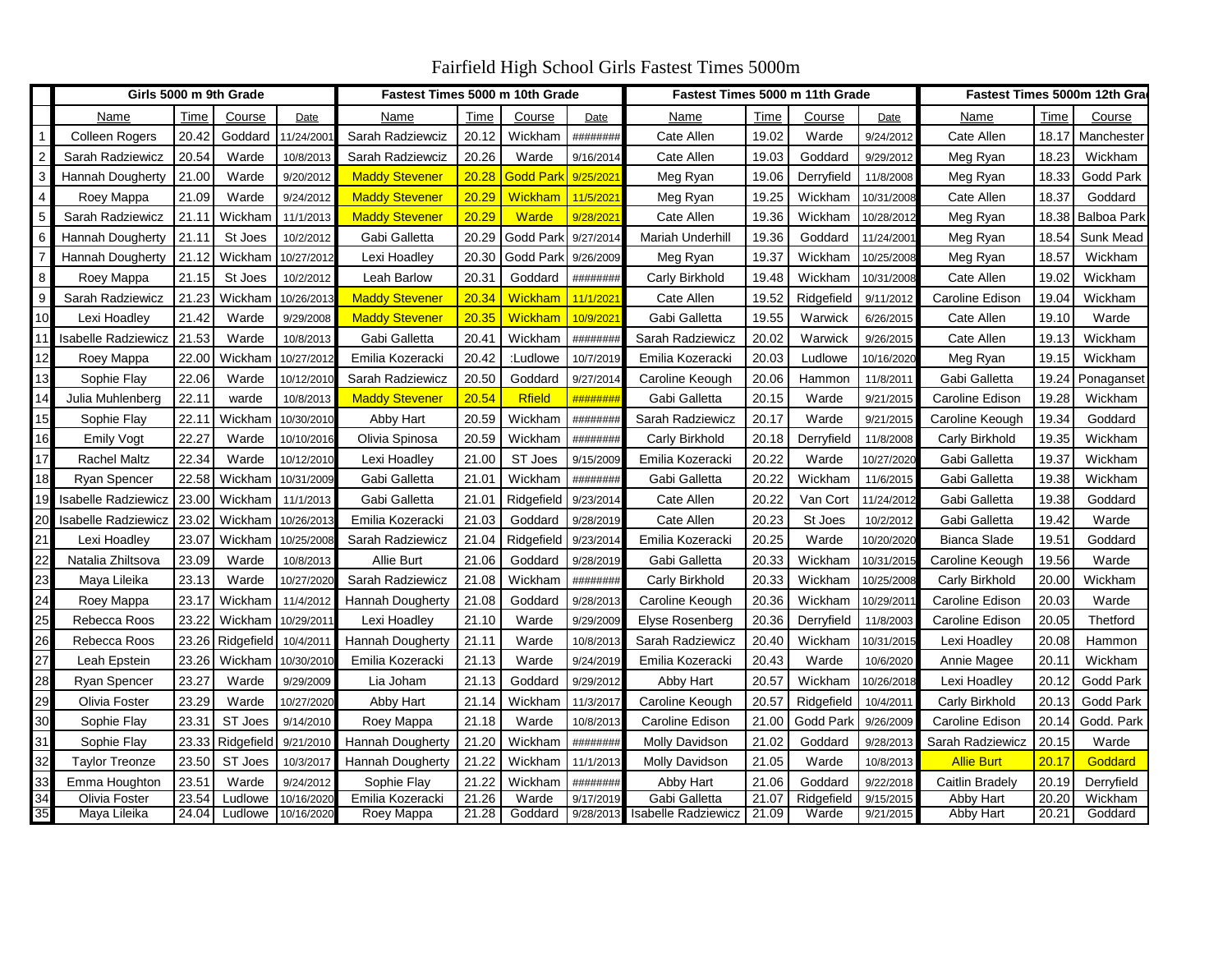# Fairfield High School Girls Fastest Times 5000m

| | Girls 5000 m 9th Grade | | | | Fastest Times 5000 m 10th Grade | | | | Fastest Times 5000 m 11th Grade | | | | Fastest Times 5000m 12th Gra | | |
|---|---|---|---|---|---|---|---|---|---|---|---|---|---|---|---|
| | Name | Time | Course | Date | Name | Time | Course | Date | Name | Time | Course | Date | Name | Time | Course |
| 1 | Colleen Rogers | 20.42 | Goddard | 11/24/2001 | Sarah Radziewciz | 20.12 | Wickham | ######## | Cate Allen | 19.02 | Warde | 9/24/2012 | Cate Allen | 18.17 | Manchester |
| 2 | Sarah Radziewciz | 20.54 | Warde | 10/8/2013 | Sarah Radziewciz | 20.26 | Warde | 9/16/2014 | Cate Allen | 19.03 | Goddard | 9/29/2012 | Meg Ryan | 18.23 | Wickham |
| 3 | Hannah Dougherty | 21.00 | Warde | 9/20/2012 | Maddy Stevener | 20.28 | Godd Park | 9/25/2021 | Meg Ryan | 19.06 | Derryfield | 11/8/2008 | Meg Ryan | 18.33 | Godd Park |
| 4 | Roey Mappa | 21.09 | Warde | 9/24/2012 | Maddy Stevener | 20.29 | Wickham | 11/5/2021 | Meg Ryan | 19.25 | Wickham | 10/31/2008 | Cate Allen | 18.37 | Goddard |
| 5 | Sarah Radziewicz | 21.11 | Wickham | 11/1/2013 | Maddy Stevener | 20.29 | Warde | 9/28/2021 | Cate Allen | 19.36 | Wickham | 10/28/2012 | Meg Ryan | 18.38 | Balboa Park |
| 6 | Hannah Dougherty | 21.11 | St Joes | 10/2/2012 | Gabi Galletta | 20.29 | Godd Park | 9/27/2014 | Mariah Underhill | 19.36 | Goddard | 11/24/2001 | Meg Ryan | 18.54 | Sunk Mead |
| 7 | Hannah Dougherty | 21.12 | Wickham | 10/27/2012 | Lexi Hoadley | 20.30 | Godd Park | 9/26/2009 | Meg Ryan | 19.37 | Wickham | 10/25/2008 | Meg Ryan | 18.57 | Wickham |
| 8 | Roey Mappa | 21.15 | St Joes | 10/2/2012 | Leah Barlow | 20.31 | Goddard | ######## | Carly Birkhold | 19.48 | Wickham | 10/31/2008 | Cate Allen | 19.02 | Wickham |
| 9 | Sarah Radziewicz | 21.23 | Wickham | 10/26/2013 | Maddy Stevener | 20.34 | Wickham | 11/1/2021 | Cate Allen | 19.52 | Ridgefield | 9/11/2012 | Caroline Edison | 19.04 | Wickham |
| 10 | Lexi Hoadley | 21.42 | Warde | 9/29/2008 | Maddy Stevener | 20.35 | Wickham | 10/9/2021 | Gabi Galletta | 19.55 | Warwick | 6/26/2015 | Cate Allen | 19.10 | Warde |
| 11 | Isabelle Radziewicz | 21.53 | Warde | 10/8/2013 | Gabi Galletta | 20.41 | Wickham | ######## | Sarah Radziewicz | 20.02 | Warwick | 9/26/2015 | Cate Allen | 19.13 | Wickham |
| 12 | Roey Mappa | 22.00 | Wickham | 10/27/2012 | Emilia Kozeracki | 20.42 | :Ludlowe | 10/7/2019 | Emilia Kozeracki | 20.03 | Ludlowe | 10/16/2020 | Meg Ryan | 19.15 | Wickham |
| 13 | Sophie Flay | 22.06 | Warde | 10/12/2010 | Sarah Radziewicz | 20.50 | Goddard | 9/27/2014 | Caroline Keough | 20.06 | Hammon | 11/8/2011 | Gabi Galletta | 19.24 | Ponaganset |
| 14 | Julia Muhlenberg | 22.11 | warde | 10/8/2013 | Maddy Stevener | 20.54 | Rfield | ######## | Gabi Galletta | 20.15 | Warde | 9/21/2015 | Caroline Edison | 19.28 | Wickham |
| 15 | Sophie Flay | 22.11 | Wickham | 10/30/2010 | Abby Hart | 20.59 | Wickham | ######## | Sarah Radziewicz | 20.17 | Warde | 9/21/2015 | Caroline Keough | 19.34 | Goddard |
| 16 | Emily Vogt | 22.27 | Warde | 10/10/2016 | Olivia Spinosa | 20.59 | Wickham | ######## | Carly Birkhold | 20.18 | Derryfield | 11/8/2008 | Carly Birkhold | 19.35 | Wickham |
| 17 | Rachel Maltz | 22.34 | Warde | 10/12/2010 | Lexi Hoadley | 21.00 | ST Joes | 9/15/2009 | Emilia Kozeracki | 20.22 | Warde | 10/27/2020 | Gabi Galletta | 19.37 | Wickham |
| 18 | Ryan Spencer | 22.58 | Wickham | 10/31/2009 | Gabi Galletta | 21.01 | Wickham | ######## | Gabi Galletta | 20.22 | Wickham | 11/6/2015 | Gabi Galletta | 19.38 | Wickham |
| 19 | Isabelle Radziewicz | 23.00 | Wickham | 11/1/2013 | Gabi Galletta | 21.01 | Ridgefield | 9/23/2014 | Cate Allen | 20.22 | Van Cort | 11/24/2012 | Gabi Galletta | 19.38 | Goddard |
| 20 | Isabelle Radziewicz | 23.02 | Wickham | 10/26/2013 | Emilia Kozeracki | 21.03 | Goddard | 9/28/2019 | Cate Allen | 20.23 | St Joes | 10/2/2012 | Gabi Galletta | 19.42 | Warde |
| 21 | Lexi Hoadley | 23.07 | Wickham | 10/25/2008 | Sarah Radziewicz | 21.04 | Ridgefield | 9/23/2014 | Emilia Kozeracki | 20.25 | Warde | 10/20/2020 | Bianca Slade | 19.51 | Goddard |
| 22 | Natalia Zhiltsova | 23.09 | Warde | 10/8/2013 | Allie Burt | 21.06 | Goddard | 9/28/2019 | Gabi Galletta | 20.33 | Wickham | 10/31/2015 | Caroline Keough | 19.56 | Warde |
| 23 | Maya Lileika | 23.13 | Warde | 10/27/2020 | Sarah Radziewicz | 21.08 | Wickham | ######## | Carly Birkhold | 20.33 | Wickham | 10/25/2008 | Carly Birkhold | 20.00 | Wickham |
| 24 | Roey Mappa | 23.17 | Wickham | 11/4/2012 | Hannah Dougherty | 21.08 | Goddard | 9/28/2013 | Caroline Keough | 20.36 | Wickham | 10/29/2011 | Caroline Edison | 20.03 | Warde |
| 25 | Rebecca Roos | 23.22 | Wickham | 10/29/2011 | Lexi Hoadley | 21.10 | Warde | 9/29/2009 | Elyse Rosenberg | 20.36 | Derryfield | 11/8/2003 | Caroline Edison | 20.05 | Thetford |
| 26 | Rebecca Roos | 23.26 | Ridgefield | 10/4/2011 | Hannah Dougherty | 21.11 | Warde | 10/8/2013 | Sarah Radziewicz | 20.40 | Wickham | 10/31/2015 | Lexi Hoadley | 20.08 | Hammon |
| 27 | Leah Epstein | 23.26 | Wickham | 10/30/2010 | Emilia Kozeracki | 21.13 | Warde | 9/24/2019 | Emilia Kozeracki | 20.43 | Warde | 10/6/2020 | Annie Magee | 20.11 | Wickham |
| 28 | Ryan Spencer | 23.27 | Warde | 9/29/2009 | Lia Joham | 21.13 | Goddard | 9/29/2012 | Abby Hart | 20.57 | Wickham | 10/26/2018 | Lexi Hoadley | 20.12 | Godd Park |
| 29 | Olivia Foster | 23.29 | Warde | 10/27/2020 | Abby Hart | 21.14 | Wickham | 11/3/2017 | Caroline Keough | 20.57 | Ridgefield | 10/4/2011 | Carly Birkhold | 20.13 | Godd Park |
| 30 | Sophie Flay | 23.31 | ST Joes | 9/14/2010 | Roey Mappa | 21.18 | Warde | 10/8/2013 | Caroline Edison | 21.00 | Godd Park | 9/26/2009 | Caroline Edison | 20.14 | Godd. Park |
| 31 | Sophie Flay | 23.33 | Ridgefield | 9/21/2010 | Hannah Dougherty | 21.20 | Wickham | ######## | Molly Davidson | 21.02 | Goddard | 9/28/2013 | Sarah Radziewicz | 20.15 | Warde |
| 32 | Taylor Treonze | 23.50 | ST Joes | 10/3/2017 | Hannah Dougherty | 21.22 | Wickham | 11/1/2013 | Molly Davidson | 21.05 | Warde | 10/8/2013 | Allie Burt | 20.17 | Goddard |
| 33 | Emma Houghton | 23.51 | Warde | 9/24/2012 | Sophie Flay | 21.22 | Wickham | ######## | Abby Hart | 21.06 | Goddard | 9/22/2018 | Caitlin Bradely | 20.19 | Derryfield |
| 34 | Olivia Foster | 23.54 | Ludlowe | 10/16/2020 | Emilia Kozeracki | 21.26 | Warde | 9/17/2019 | Gabi Galletta | 21.07 | Ridgefield | 9/15/2015 | Abby Hart | 20.20 | Wickham |
| 35 | Maya Lileika | 24.04 | Ludlowe | 10/16/2020 | Roey Mappa | 21.28 | Goddard | 9/28/2013 | Isabelle Radziewicz | 21.09 | Warde | 9/21/2015 | Abby Hart | 20.21 | Goddard |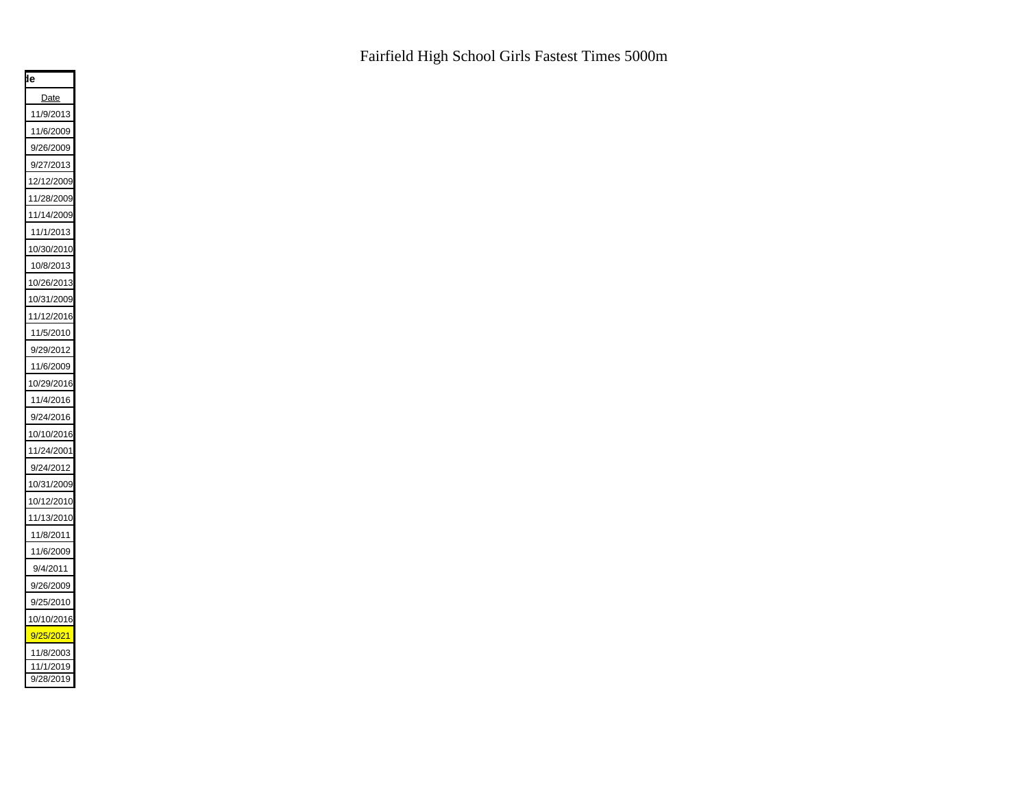Fairfield High School Girls Fastest Times 5000m

| de |
| --- |
| Date |
| 11/9/2013 |
| 11/6/2009 |
| 9/26/2009 |
| 9/27/2013 |
| 12/12/2009 |
| 11/28/2009 |
| 11/14/2009 |
| 11/1/2013 |
| 10/30/2010 |
| 10/8/2013 |
| 10/26/2013 |
| 10/31/2009 |
| 11/12/2016 |
| 11/5/2010 |
| 9/29/2012 |
| 11/6/2009 |
| 10/29/2016 |
| 11/4/2016 |
| 9/24/2016 |
| 10/10/2016 |
| 11/24/2001 |
| 9/24/2012 |
| 10/31/2009 |
| 10/12/2010 |
| 11/13/2010 |
| 11/8/2011 |
| 11/6/2009 |
| 9/4/2011 |
| 9/26/2009 |
| 9/25/2010 |
| 10/10/2016 |
| 9/25/2021 |
| 11/8/2003 |
| 11/1/2019 |
| 9/28/2019 |